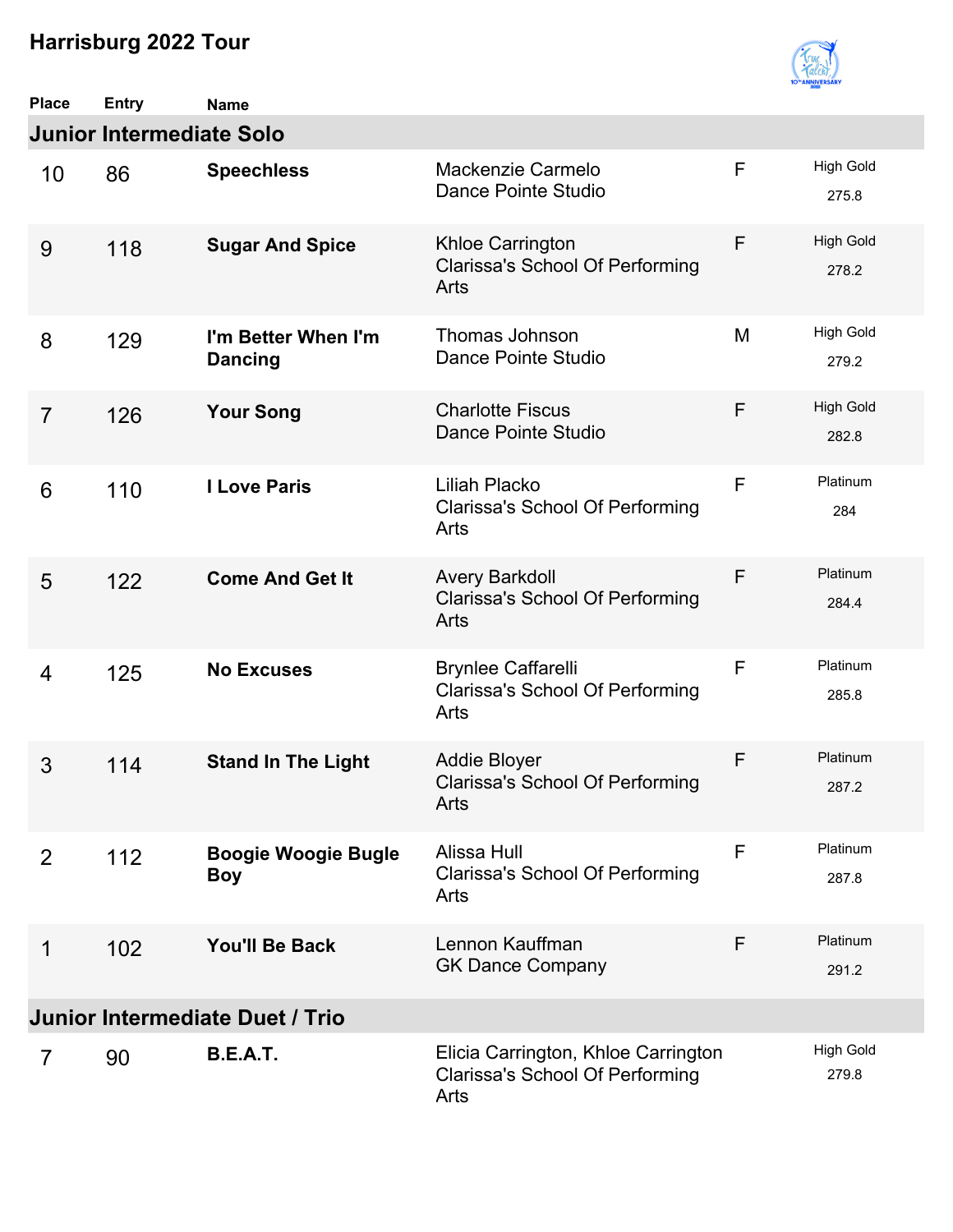# Harrisburg 2022 Tour

## Junior Intermediate Solo

| Place | Entry | Name | | | |
|---|---|---|---|---|---|
| 10 | 86 | **Speechless** | Mackenzie Carmelo<br>Dance Pointe Studio | F | High Gold<br>275.8 |
| 9 | 118 | **Sugar And Spice** | Khloe Carrington<br>Clarissa's School Of Performing Arts | F | High Gold<br>278.2 |
| 8 | 129 | **I'm Better When I'm Dancing** | Thomas Johnson<br>Dance Pointe Studio | M | High Gold<br>279.2 |
| 7 | 126 | **Your Song** | Charlotte Fiscus<br>Dance Pointe Studio | F | High Gold<br>282.8 |
| 6 | 110 | **I Love Paris** | Liliah Placko<br>Clarissa's School Of Performing Arts | F | Platinum<br>284 |
| 5 | 122 | **Come And Get It** | Avery Barkdoll<br>Clarissa's School Of Performing Arts | F | Platinum<br>284.4 |
| 4 | 125 | **No Excuses** | Brynlee Caffarelli<br>Clarissa's School Of Performing Arts | F | Platinum<br>285.8 |
| 3 | 114 | **Stand In The Light** | Addie Bloyer<br>Clarissa's School Of Performing Arts | F | Platinum<br>287.2 |
| 2 | 112 | **Boogie Woogie Bugle Boy** | Alissa Hull<br>Clarissa's School Of Performing Arts | F | Platinum<br>287.8 |
| 1 | 102 | **You'll Be Back** | Lennon Kauffman<br>GK Dance Company | F | Platinum<br>291.2 |

## Junior Intermediate Duet / Trio

| Place | Entry | Name | | | |
|---|---|---|---|---|---|
| 7 | 90 | **B.E.A.T.** | Elicia Carrington, Khloe Carrington<br>Clarissa's School Of Performing Arts | | High Gold<br>279.8 |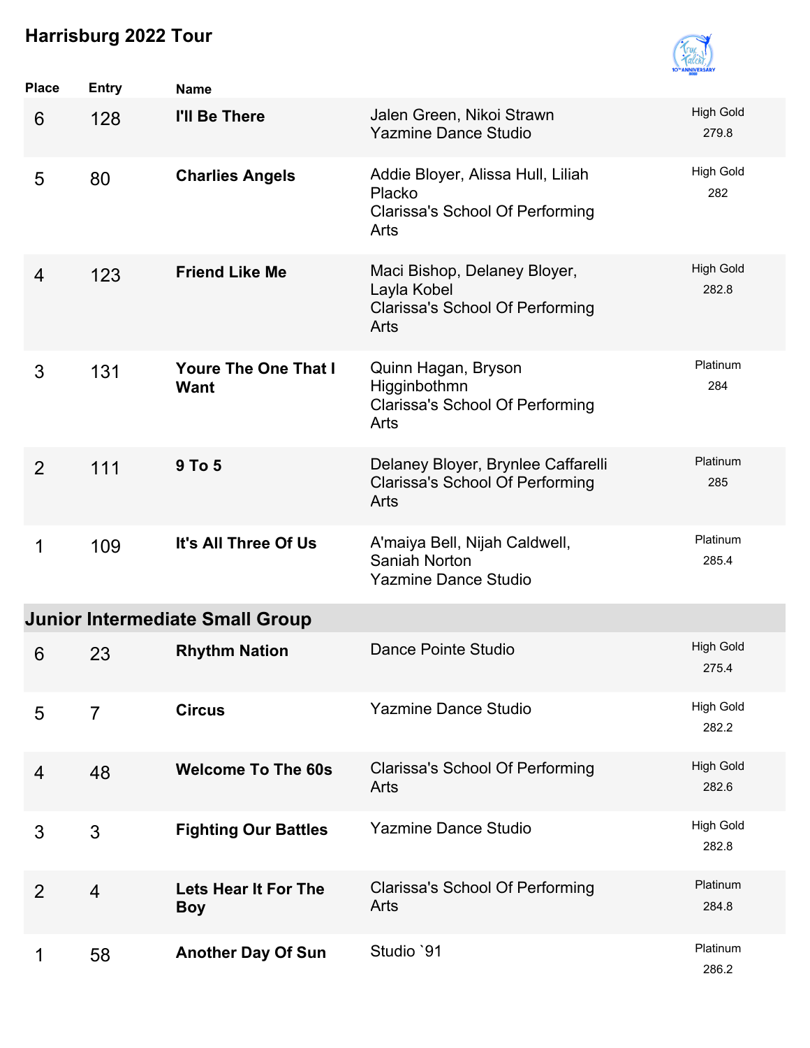# Harrisburg 2022 Tour

| Place | Entry | Name | | |
|---|---|---|---|---|
| 6 | 128 | **I'll Be There** | Jalen Green, Nikoi Strawn<br>Yazmine Dance Studio | High Gold<br>279.8 |
| 5 | 80 | **Charlies Angels** | Addie Bloyer, Alissa Hull, Liliah Placko<br>Clarissa's School Of Performing Arts | High Gold<br>282 |
| 4 | 123 | **Friend Like Me** | Maci Bishop, Delaney Bloyer, Layla Kobel<br>Clarissa's School Of Performing Arts | High Gold<br>282.8 |
| 3 | 131 | **Youre The One That I Want** | Quinn Hagan, Bryson Higginbothmn<br>Clarissa's School Of Performing Arts | Platinum<br>284 |
| 2 | 111 | **9 To 5** | Delaney Bloyer, Brynlee Caffarelli<br>Clarissa's School Of Performing Arts | Platinum<br>285 |
| 1 | 109 | **It's All Three Of Us** | A'maiya Bell, Nijah Caldwell, Saniah Norton<br>Yazmine Dance Studio | Platinum<br>285.4 |

## Junior Intermediate Small Group

| Place | Entry | Name | | |
|---|---|---|---|---|
| 6 | 23 | **Rhythm Nation** | Dance Pointe Studio | High Gold<br>275.4 |
| 5 | 7 | **Circus** | Yazmine Dance Studio | High Gold<br>282.2 |
| 4 | 48 | **Welcome To The 60s** | Clarissa's School Of Performing Arts | High Gold<br>282.6 |
| 3 | 3 | **Fighting Our Battles** | Yazmine Dance Studio | High Gold<br>282.8 |
| 2 | 4 | **Lets Hear It For The Boy** | Clarissa's School Of Performing Arts | Platinum<br>284.8 |
| 1 | 58 | **Another Day Of Sun** | Studio `91 | Platinum<br>286.2 |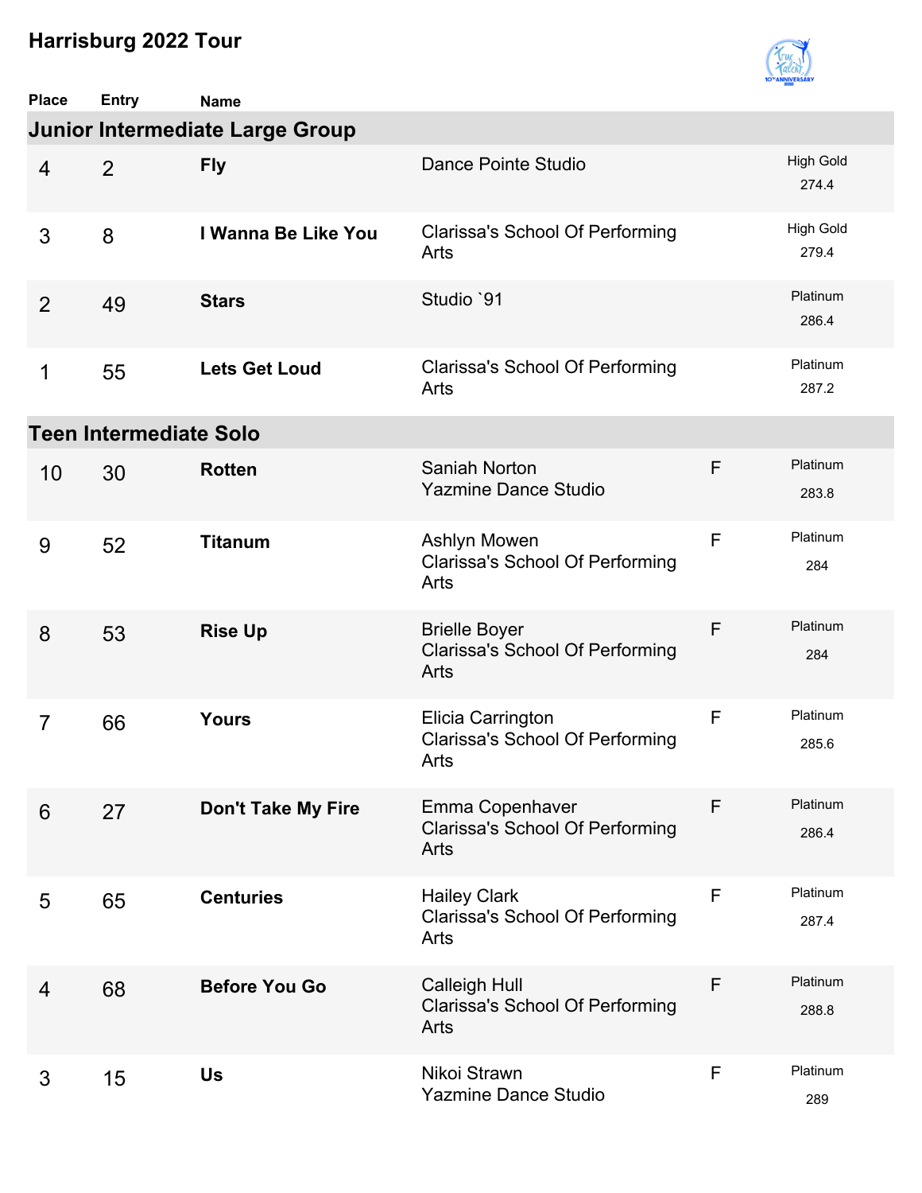# Harrisburg 2022 Tour

| Place | Entry | Name | | | |
|---|---|---|---|---|---|
| **Junior Intermediate Large Group** | | | | | |
| 4 | 2 | **Fly** | Dance Pointe Studio | | High Gold 274.4 |
| 3 | 8 | **I Wanna Be Like You** | Clarissa's School Of Performing Arts | | High Gold 279.4 |
| 2 | 49 | **Stars** | Studio `91 | | Platinum 286.4 |
| 1 | 55 | **Lets Get Loud** | Clarissa's School Of Performing Arts | | Platinum 287.2 |
| **Teen Intermediate Solo** | | | | | |
| 10 | 30 | **Rotten** | Saniah Norton<br>Yazmine Dance Studio | F | Platinum 283.8 |
| 9 | 52 | **Titanum** | Ashlyn Mowen<br>Clarissa's School Of Performing Arts | F | Platinum 284 |
| 8 | 53 | **Rise Up** | Brielle Boyer<br>Clarissa's School Of Performing Arts | F | Platinum 284 |
| 7 | 66 | **Yours** | Elicia Carrington<br>Clarissa's School Of Performing Arts | F | Platinum 285.6 |
| 6 | 27 | **Don't Take My Fire** | Emma Copenhaver<br>Clarissa's School Of Performing Arts | F | Platinum 286.4 |
| 5 | 65 | **Centuries** | Hailey Clark<br>Clarissa's School Of Performing Arts | F | Platinum 287.4 |
| 4 | 68 | **Before You Go** | Calleigh Hull<br>Clarissa's School Of Performing Arts | F | Platinum 288.8 |
| 3 | 15 | **Us** | Nikoi Strawn<br>Yazmine Dance Studio | F | Platinum 289 |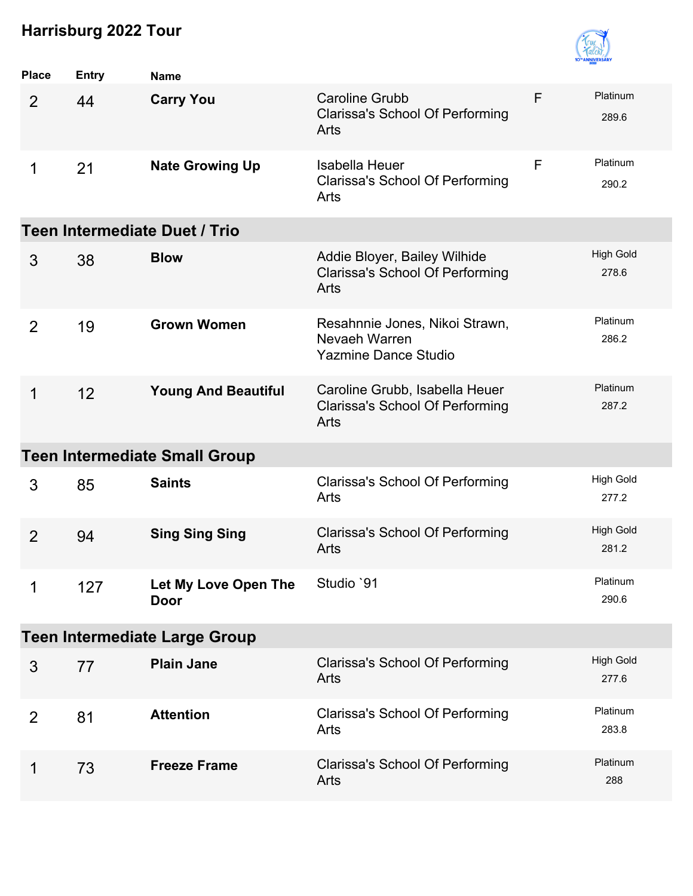## Harrisburg 2022 Tour

| Place | Entry | Name | | | |
|---|---|---|---|---|---|
| 2 | 44 | **Carry You** | Caroline Grubb<br>Clarissa's School Of Performing Arts | F | Platinum<br>289.6 |
| 1 | 21 | **Nate Growing Up** | Isabella Heuer<br>Clarissa's School Of Performing Arts | F | Platinum<br>290.2 |

### Teen Intermediate Duet / Trio

| Place | Entry | Name | | | |
|---|---|---|---|---|---|
| 3 | 38 | **Blow** | Addie Bloyer, Bailey Wilhide<br>Clarissa's School Of Performing Arts | | High Gold<br>278.6 |
| 2 | 19 | **Grown Women** | Resahnnie Jones, Nikoi Strawn, Nevaeh Warren<br>Yazmine Dance Studio | | Platinum<br>286.2 |
| 1 | 12 | **Young And Beautiful** | Caroline Grubb, Isabella Heuer<br>Clarissa's School Of Performing Arts | | Platinum<br>287.2 |

### Teen Intermediate Small Group

| Place | Entry | Name | | | |
|---|---|---|---|---|---|
| 3 | 85 | **Saints** | Clarissa's School Of Performing Arts | | High Gold<br>277.2 |
| 2 | 94 | **Sing Sing Sing** | Clarissa's School Of Performing Arts | | High Gold<br>281.2 |
| 1 | 127 | **Let My Love Open The Door** | Studio `91 | | Platinum<br>290.6 |

### Teen Intermediate Large Group

| Place | Entry | Name | | | |
|---|---|---|---|---|---|
| 3 | 77 | **Plain Jane** | Clarissa's School Of Performing Arts | | High Gold<br>277.6 |
| 2 | 81 | **Attention** | Clarissa's School Of Performing Arts | | Platinum<br>283.8 |
| 1 | 73 | **Freeze Frame** | Clarissa's School Of Performing Arts | | Platinum<br>288 |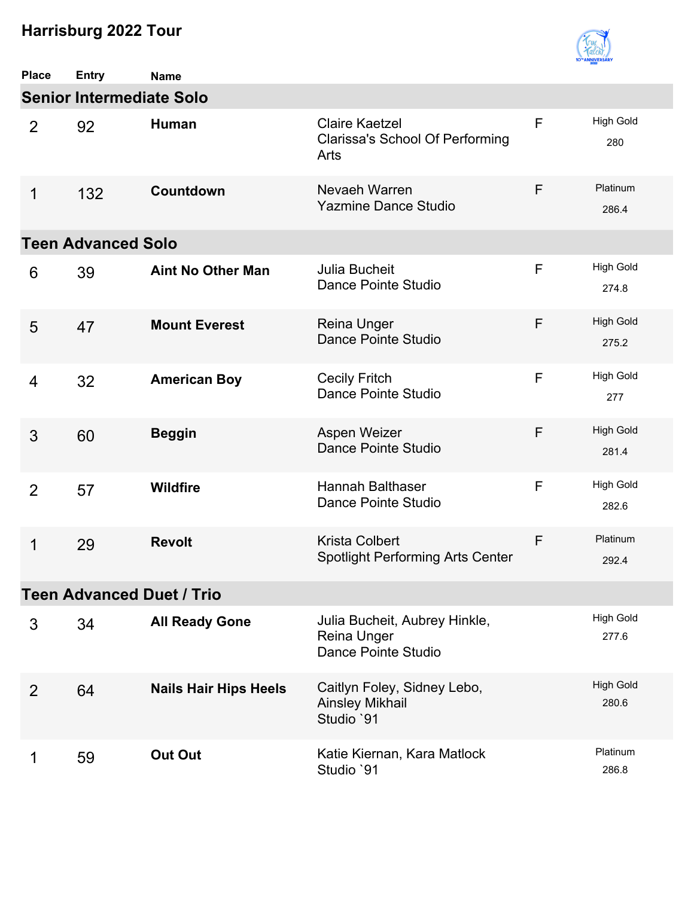# Harrisburg 2022 Tour

| Place | Entry | Name | | | |
|---|---|---|---|---|---|
| **Senior Intermediate Solo** | | | | | |
| 2 | 92 | **Human** | Claire Kaetzel<br>Clarissa's School Of Performing Arts | F | High Gold<br>280 |
| 1 | 132 | **Countdown** | Nevaeh Warren<br>Yazmine Dance Studio | F | Platinum<br>286.4 |
| **Teen Advanced Solo** | | | | | |
| 6 | 39 | **Aint No Other Man** | Julia Bucheit<br>Dance Pointe Studio | F | High Gold<br>274.8 |
| 5 | 47 | **Mount Everest** | Reina Unger<br>Dance Pointe Studio | F | High Gold<br>275.2 |
| 4 | 32 | **American Boy** | Cecily Fritch<br>Dance Pointe Studio | F | High Gold<br>277 |
| 3 | 60 | **Beggin** | Aspen Weizer<br>Dance Pointe Studio | F | High Gold<br>281.4 |
| 2 | 57 | **Wildfire** | Hannah Balthaser<br>Dance Pointe Studio | F | High Gold<br>282.6 |
| 1 | 29 | **Revolt** | Krista Colbert<br>Spotlight Performing Arts Center | F | Platinum<br>292.4 |
| **Teen Advanced Duet / Trio** | | | | | |
| 3 | 34 | **All Ready Gone** | Julia Bucheit, Aubrey Hinkle, Reina Unger<br>Dance Pointe Studio | | High Gold<br>277.6 |
| 2 | 64 | **Nails Hair Hips Heels** | Caitlyn Foley, Sidney Lebo, Ainsley Mikhail<br>Studio `91 | | High Gold<br>280.6 |
| 1 | 59 | **Out Out** | Katie Kiernan, Kara Matlock<br>Studio `91 | | Platinum<br>286.8 |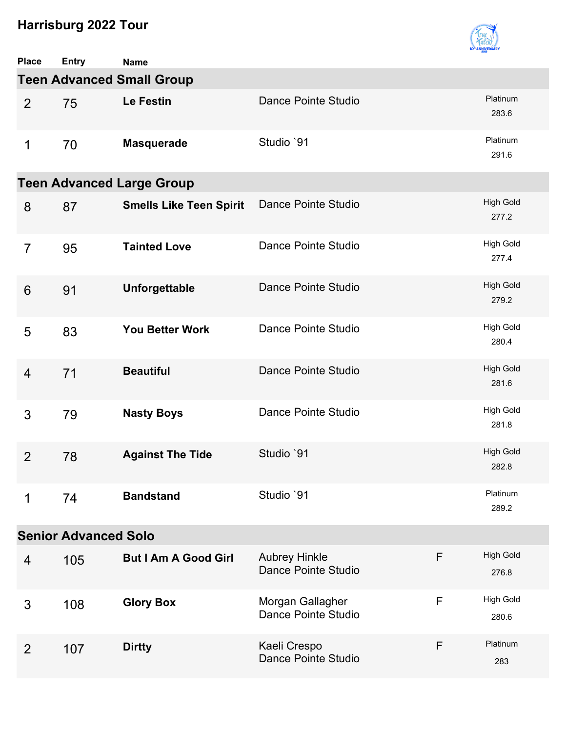# Harrisburg 2022 Tour

| Place | Entry | Name | | | |
|---|---|---|---|---|---|
| **Teen Advanced Small Group** | | | | | |
| 2 | 75 | **Le Festin** | Dance Pointe Studio | | Platinum 283.6 |
| 1 | 70 | **Masquerade** | Studio `91 | | Platinum 291.6 |
| **Teen Advanced Large Group** | | | | | |
| 8 | 87 | **Smells Like Teen Spirit** | Dance Pointe Studio | | High Gold 277.2 |
| 7 | 95 | **Tainted Love** | Dance Pointe Studio | | High Gold 277.4 |
| 6 | 91 | **Unforgettable** | Dance Pointe Studio | | High Gold 279.2 |
| 5 | 83 | **You Better Work** | Dance Pointe Studio | | High Gold 280.4 |
| 4 | 71 | **Beautiful** | Dance Pointe Studio | | High Gold 281.6 |
| 3 | 79 | **Nasty Boys** | Dance Pointe Studio | | High Gold 281.8 |
| 2 | 78 | **Against The Tide** | Studio `91 | | High Gold 282.8 |
| 1 | 74 | **Bandstand** | Studio `91 | | Platinum 289.2 |
| **Senior Advanced Solo** | | | | | |
| 4 | 105 | **But I Am A Good Girl** | Aubrey Hinkle Dance Pointe Studio | F | High Gold 276.8 |
| 3 | 108 | **Glory Box** | Morgan Gallagher Dance Pointe Studio | F | High Gold 280.6 |
| 2 | 107 | **Dirtty** | Kaeli Crespo Dance Pointe Studio | F | Platinum 283 |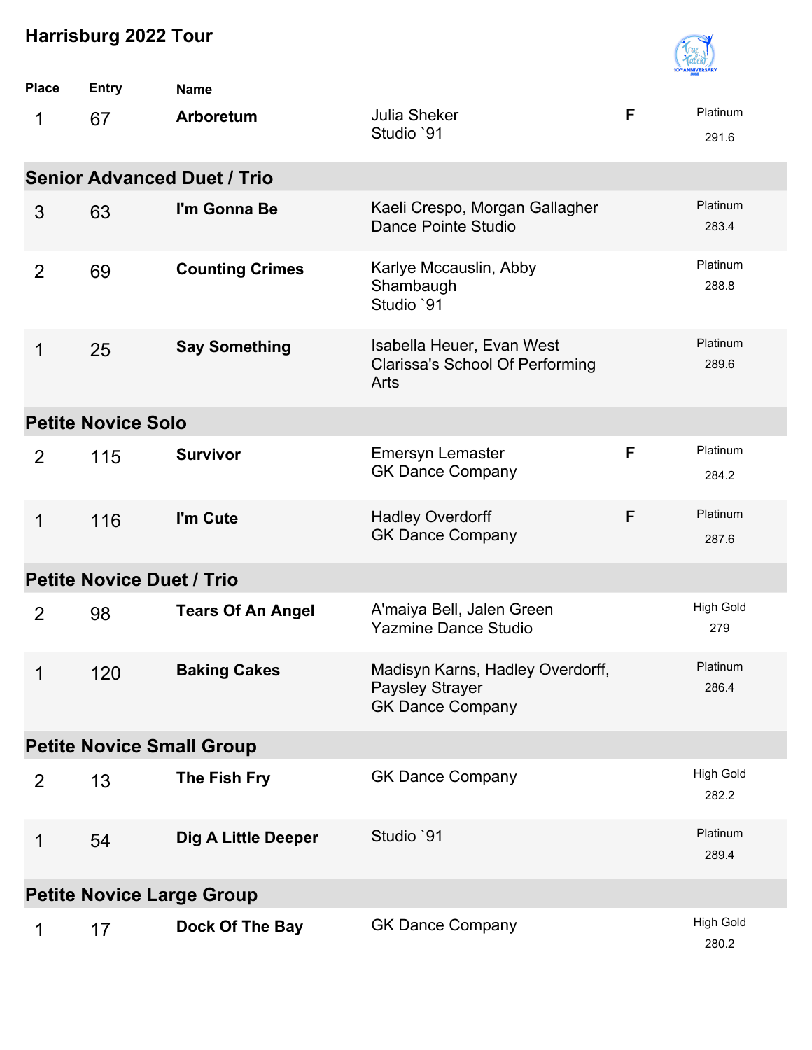# Harrisburg 2022 Tour

| Place | Entry | Name | | | |
|---|---|---|---|---|---|
| 1 | 67 | **Arboretum** | Julia Sheker<br>Studio `91 | F | Platinum<br>291.6 |

## Senior Advanced Duet / Trio

| Place | Entry | Name | | | |
|---|---|---|---|---|---|
| 3 | 63 | **I'm Gonna Be** | Kaeli Crespo, Morgan Gallagher<br>Dance Pointe Studio | | Platinum<br>283.4 |
| 2 | 69 | **Counting Crimes** | Karlye Mccauslin, Abby Shambaugh<br>Studio `91 | | Platinum<br>288.8 |
| 1 | 25 | **Say Something** | Isabella Heuer, Evan West<br>Clarissa's School Of Performing Arts | | Platinum<br>289.6 |

## Petite Novice Solo

| Place | Entry | Name | | | |
|---|---|---|---|---|---|
| 2 | 115 | **Survivor** | Emersyn Lemaster<br>GK Dance Company | F | Platinum<br>284.2 |
| 1 | 116 | **I'm Cute** | Hadley Overdorff<br>GK Dance Company | F | Platinum<br>287.6 |

## Petite Novice Duet / Trio

| Place | Entry | Name | | | |
|---|---|---|---|---|---|
| 2 | 98 | **Tears Of An Angel** | A'maiya Bell, Jalen Green<br>Yazmine Dance Studio | | High Gold<br>279 |
| 1 | 120 | **Baking Cakes** | Madisyn Karns, Hadley Overdorff, Paysley Strayer<br>GK Dance Company | | Platinum<br>286.4 |

## Petite Novice Small Group

| Place | Entry | Name | | | |
|---|---|---|---|---|---|
| 2 | 13 | **The Fish Fry** | GK Dance Company | | High Gold<br>282.2 |
| 1 | 54 | **Dig A Little Deeper** | Studio `91 | | Platinum<br>289.4 |

## Petite Novice Large Group

| Place | Entry | Name | | | |
|---|---|---|---|---|---|
| 1 | 17 | **Dock Of The Bay** | GK Dance Company | | High Gold<br>280.2 |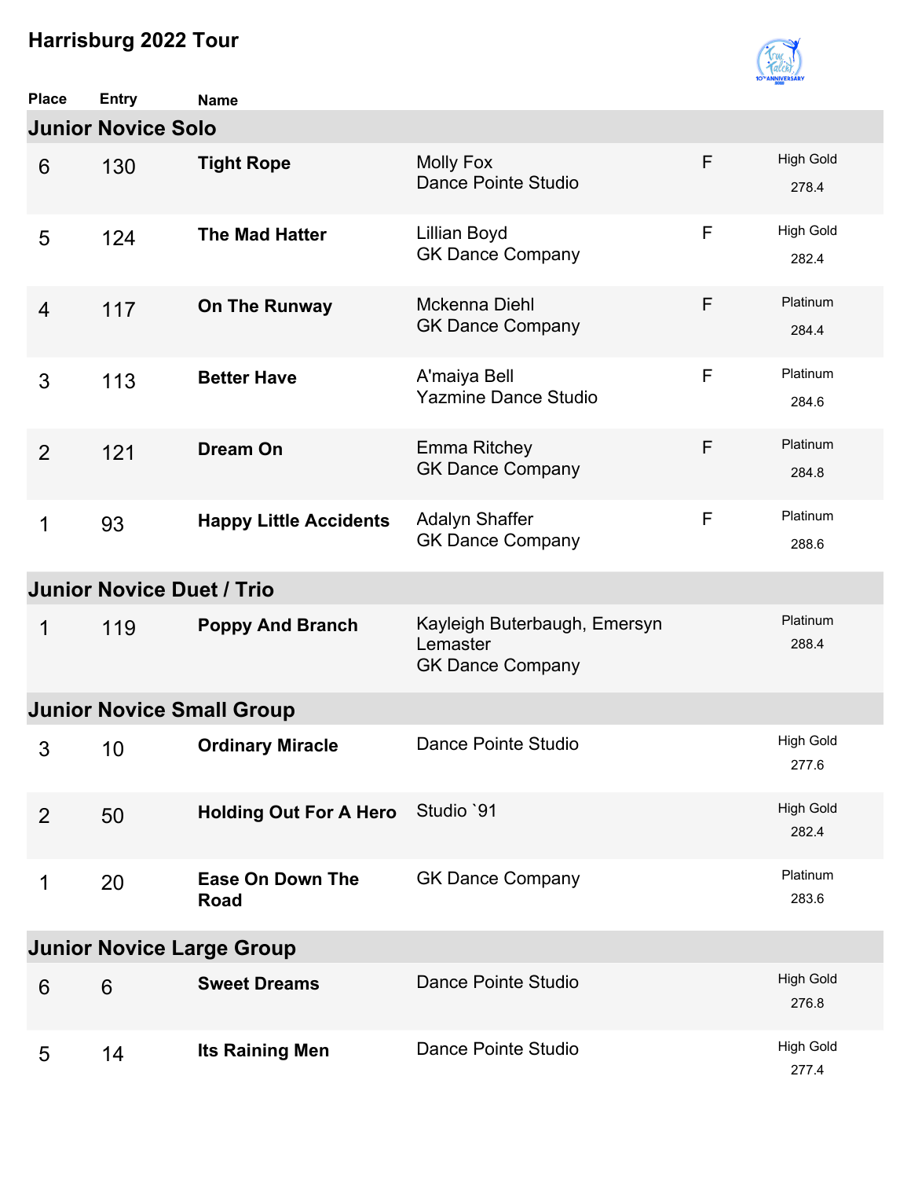# Harrisburg 2022 Tour

| Place | Entry | Name | | | |
|---|---|---|---|---|---|
| **Junior Novice Solo** | | | | | |
| 6 | 130 | **Tight Rope** | Molly Fox<br>Dance Pointe Studio | F | High Gold<br>278.4 |
| 5 | 124 | **The Mad Hatter** | Lillian Boyd<br>GK Dance Company | F | High Gold<br>282.4 |
| 4 | 117 | **On The Runway** | Mckenna Diehl<br>GK Dance Company | F | Platinum<br>284.4 |
| 3 | 113 | **Better Have** | A'maiya Bell<br>Yazmine Dance Studio | F | Platinum<br>284.6 |
| 2 | 121 | **Dream On** | Emma Ritchey<br>GK Dance Company | F | Platinum<br>284.8 |
| 1 | 93 | **Happy Little Accidents** | Adalyn Shaffer<br>GK Dance Company | F | Platinum<br>288.6 |
| **Junior Novice Duet / Trio** | | | | | |
| 1 | 119 | **Poppy And Branch** | Kayleigh Buterbaugh, Emersyn Lemaster<br>GK Dance Company | | Platinum<br>288.4 |
| **Junior Novice Small Group** | | | | | |
| 3 | 10 | **Ordinary Miracle** | Dance Pointe Studio | | High Gold<br>277.6 |
| 2 | 50 | **Holding Out For A Hero** | Studio `91 | | High Gold<br>282.4 |
| 1 | 20 | **Ease On Down The Road** | GK Dance Company | | Platinum<br>283.6 |
| **Junior Novice Large Group** | | | | | |
| 6 | 6 | **Sweet Dreams** | Dance Pointe Studio | | High Gold<br>276.8 |
| 5 | 14 | **Its Raining Men** | Dance Pointe Studio | | High Gold<br>277.4 |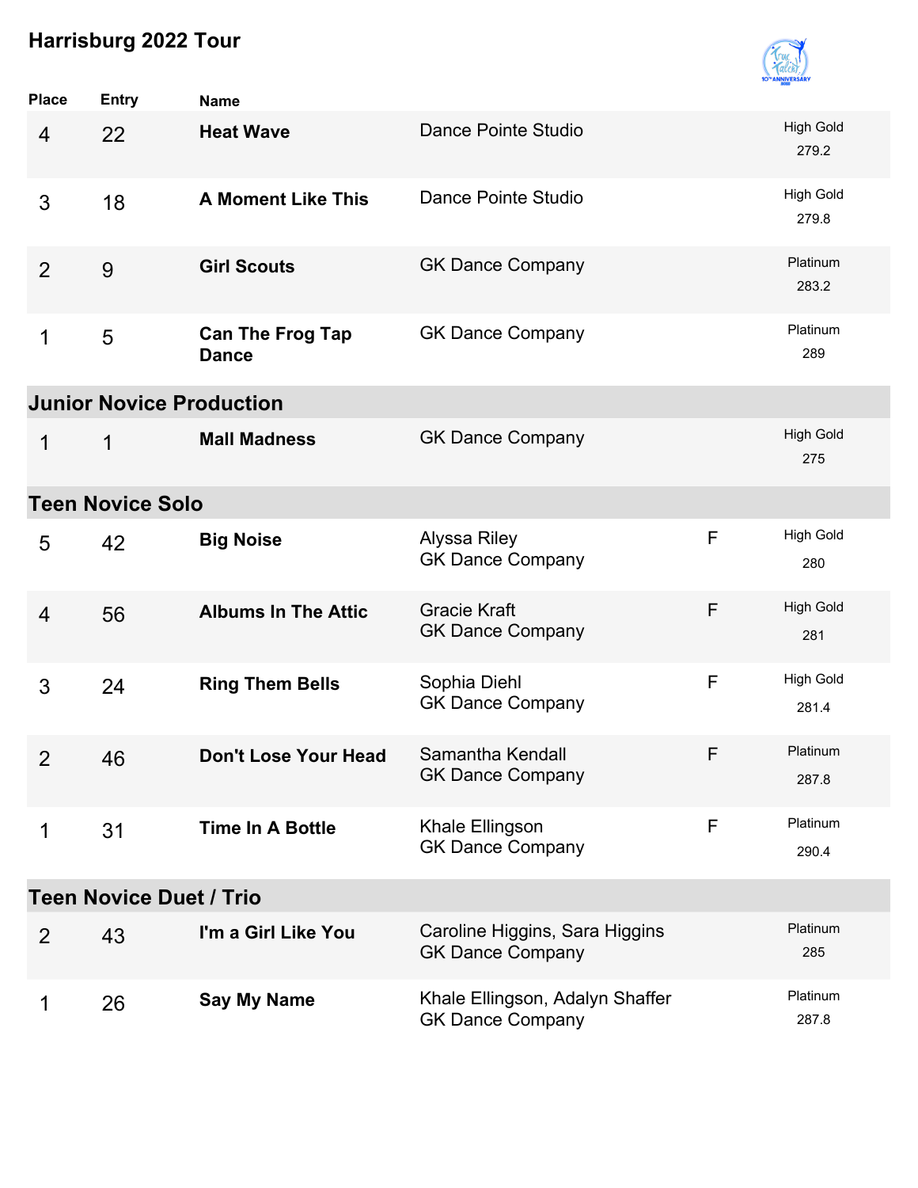# Harrisburg 2022 Tour

| Place | Entry | Name | | | |
|---|---|---|---|---|---|
| 4 | 22 | **Heat Wave** | Dance Pointe Studio | | High Gold 279.2 |
| 3 | 18 | **A Moment Like This** | Dance Pointe Studio | | High Gold 279.8 |
| 2 | 9 | **Girl Scouts** | GK Dance Company | | Platinum 283.2 |
| 1 | 5 | **Can The Frog Tap Dance** | GK Dance Company | | Platinum 289 |

## Junior Novice Production

| Place | Entry | Name | | | |
|---|---|---|---|---|---|
| 1 | 1 | **Mall Madness** | GK Dance Company | | High Gold 275 |

## Teen Novice Solo

| Place | Entry | Name | | | |
|---|---|---|---|---|---|
| 5 | 42 | **Big Noise** | Alyssa Riley<br>GK Dance Company | F | High Gold 280 |
| 4 | 56 | **Albums In The Attic** | Gracie Kraft<br>GK Dance Company | F | High Gold 281 |
| 3 | 24 | **Ring Them Bells** | Sophia Diehl<br>GK Dance Company | F | High Gold 281.4 |
| 2 | 46 | **Don't Lose Your Head** | Samantha Kendall<br>GK Dance Company | F | Platinum 287.8 |
| 1 | 31 | **Time In A Bottle** | Khale Ellingson<br>GK Dance Company | F | Platinum 290.4 |

## Teen Novice Duet / Trio

| Place | Entry | Name | | | |
|---|---|---|---|---|---|
| 2 | 43 | **I'm a Girl Like You** | Caroline Higgins, Sara Higgins<br>GK Dance Company | | Platinum 285 |
| 1 | 26 | **Say My Name** | Khale Ellingson, Adalyn Shaffer<br>GK Dance Company | | Platinum 287.8 |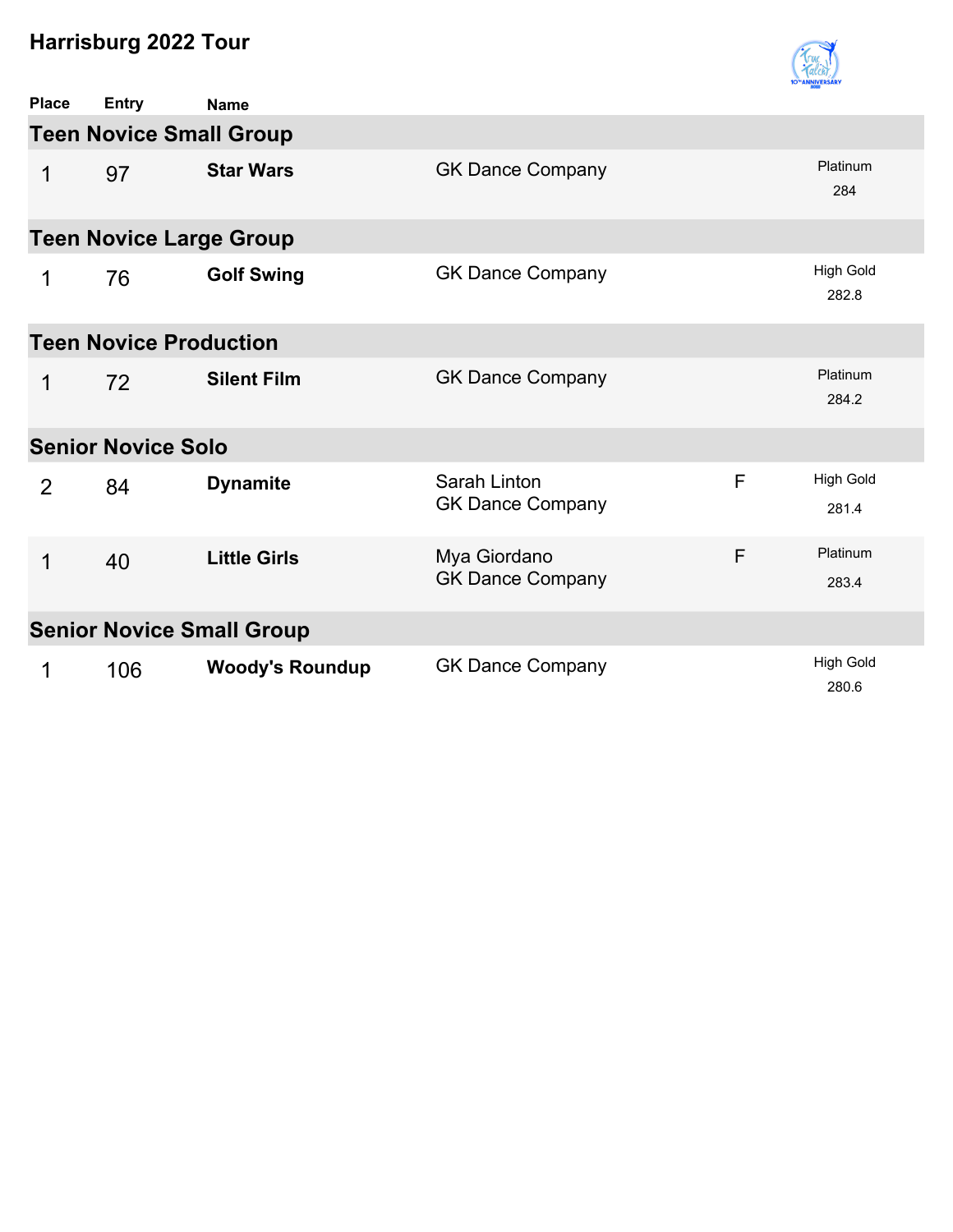# Harrisburg 2022 Tour

| Place | Entry | Name | | | |
|---|---|---|---|---|---|
| **Teen Novice Small Group** | | | | | |
| 1 | 97 | **Star Wars** | GK Dance Company | | Platinum 284 |
| **Teen Novice Large Group** | | | | | |
| 1 | 76 | **Golf Swing** | GK Dance Company | | High Gold 282.8 |
| **Teen Novice Production** | | | | | |
| 1 | 72 | **Silent Film** | GK Dance Company | | Platinum 284.2 |
| **Senior Novice Solo** | | | | | |
| 2 | 84 | **Dynamite** | Sarah Linton<br>GK Dance Company | F | High Gold 281.4 |
| 1 | 40 | **Little Girls** | Mya Giordano<br>GK Dance Company | F | Platinum 283.4 |
| **Senior Novice Small Group** | | | | | |
| 1 | 106 | **Woody's Roundup** | GK Dance Company | | High Gold 280.6 |